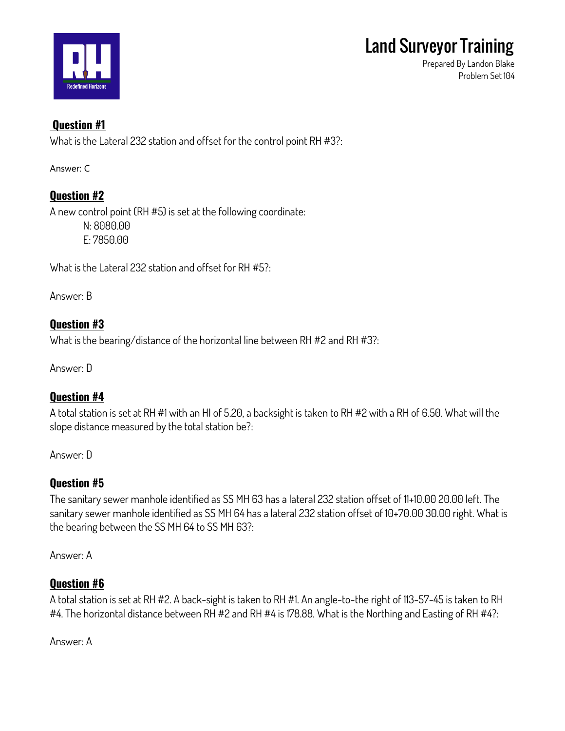# Land Surveyor Training

Prepared By Landon Blake
Problem Set 104

## Question #1

What is the Lateral 232 station and offset for the control point RH #3?:

Answer: C

## Question #2

A new control point (RH #5) is set at the following coordinate:

N: 8080.00
E: 7850.00

What is the Lateral 232 station and offset for RH #5?:

Answer: B

## Question #3

What is the bearing/distance of the horizontal line between RH #2 and RH #3?:

Answer: D

## Question #4

A total station is set at RH #1 with an HI of 5.20, a backsight is taken to RH #2 with a RH of 6.50. What will the slope distance measured by the total station be?:

Answer: D

## Question #5

The sanitary sewer manhole identified as SS MH 63 has a lateral 232 station offset of 11+10.00 20.00 left. The sanitary sewer manhole identified as SS MH 64 has a lateral 232 station offset of 10+70.00 30.00 right. What is the bearing between the SS MH 64 to SS MH 63?:

Answer: A

## Question #6

A total station is set at RH #2. A back-sight is taken to RH #1. An angle-to-the right of 113-57-45 is taken to RH #4. The horizontal distance between RH #2 and RH #4 is 178.88. What is the Northing and Easting of RH #4?:

Answer: A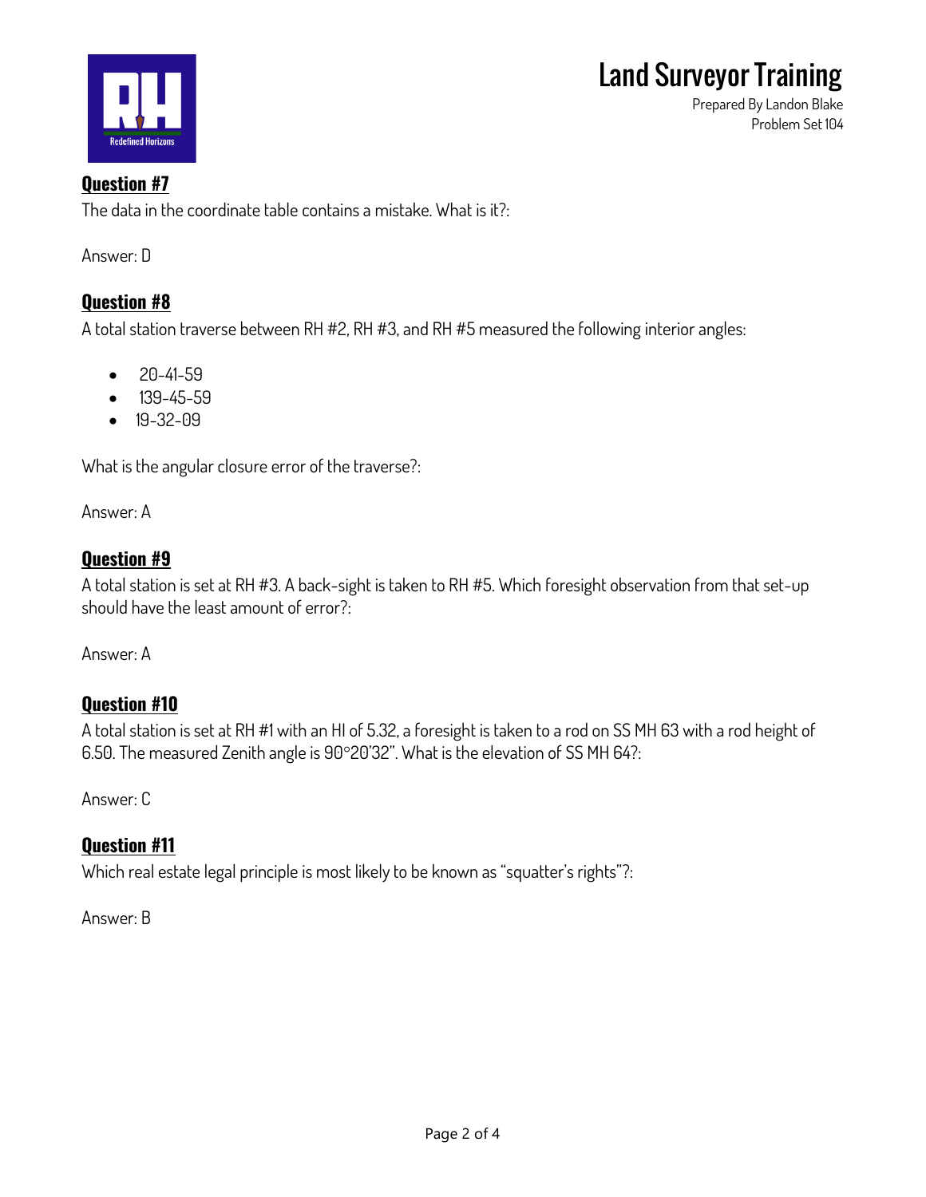## Question #7

The data in the coordinate table contains a mistake. What is it?:

Answer: D

## Question #8

A total station traverse between RH #2, RH #3, and RH #5 measured the following interior angles:

- 20-41-59
- 139-45-59
- 19-32-09

What is the angular closure error of the traverse?:

Answer: A

## Question #9

A total station is set at RH #3. A back-sight is taken to RH #5. Which foresight observation from that set-up should have the least amount of error?:

Answer: A

## Question #10

A total station is set at RH #1 with an HI of 5.32, a foresight is taken to a rod on SS MH 63 with a rod height of 6.50. The measured Zenith angle is 90°20'32". What is the elevation of SS MH 64?:

Answer: C

## Question #11

Which real estate legal principle is most likely to be known as "squatter's rights"?:

Answer: B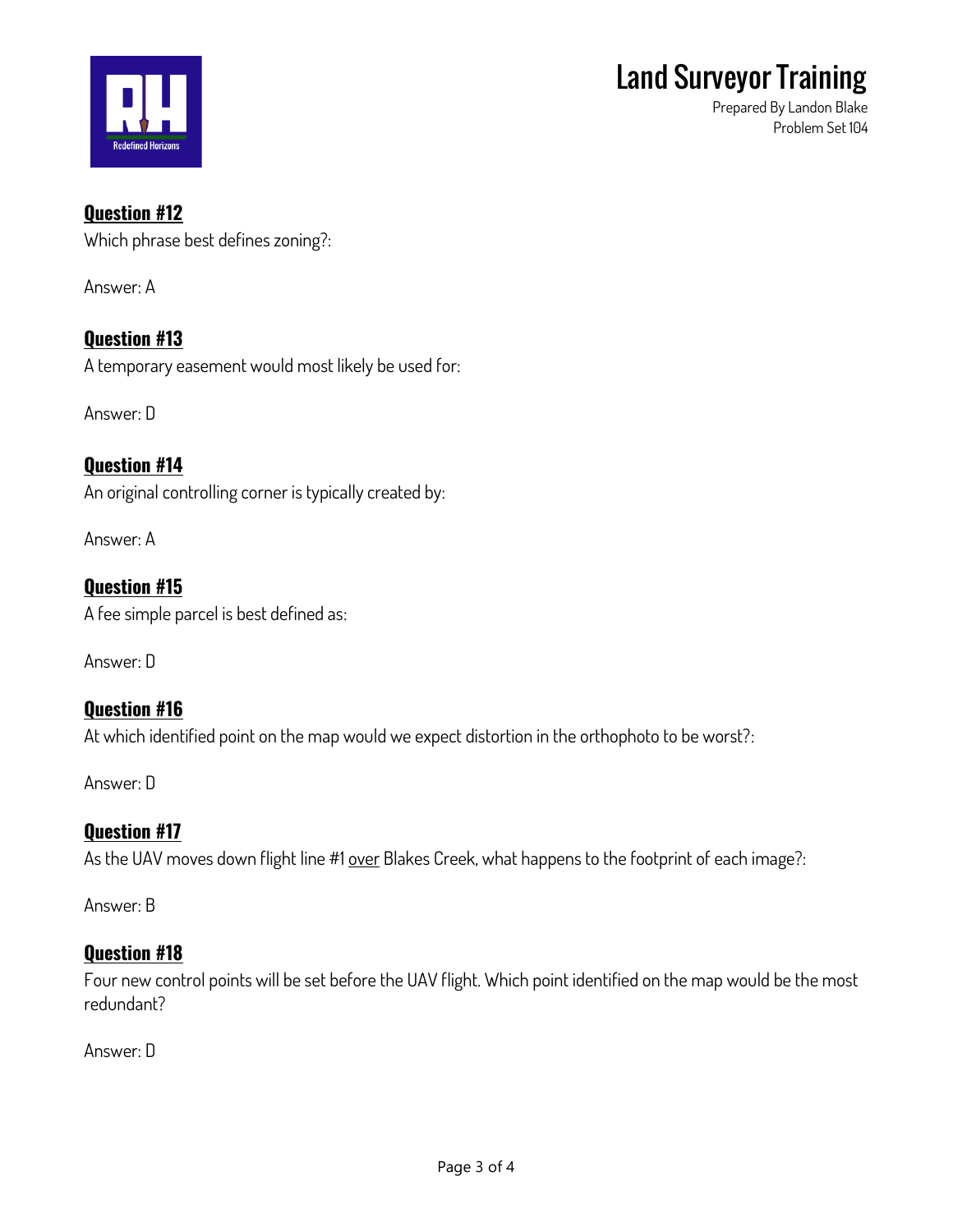## Question #12

Which phrase best defines zoning?:

Answer: A

## Question #13

A temporary easement would most likely be used for:

Answer: D

## Question #14

An original controlling corner is typically created by:

Answer: A

## Question #15

A fee simple parcel is best defined as:

Answer: D

## Question #16

At which identified point on the map would we expect distortion in the orthophoto to be worst?:

Answer: D

## Question #17

As the UAV moves down flight line #1 <u>over</u> Blakes Creek, what happens to the footprint of each image?:

Answer: B

## Question #18

Four new control points will be set before the UAV flight. Which point identified on the map would be the most redundant?

Answer: D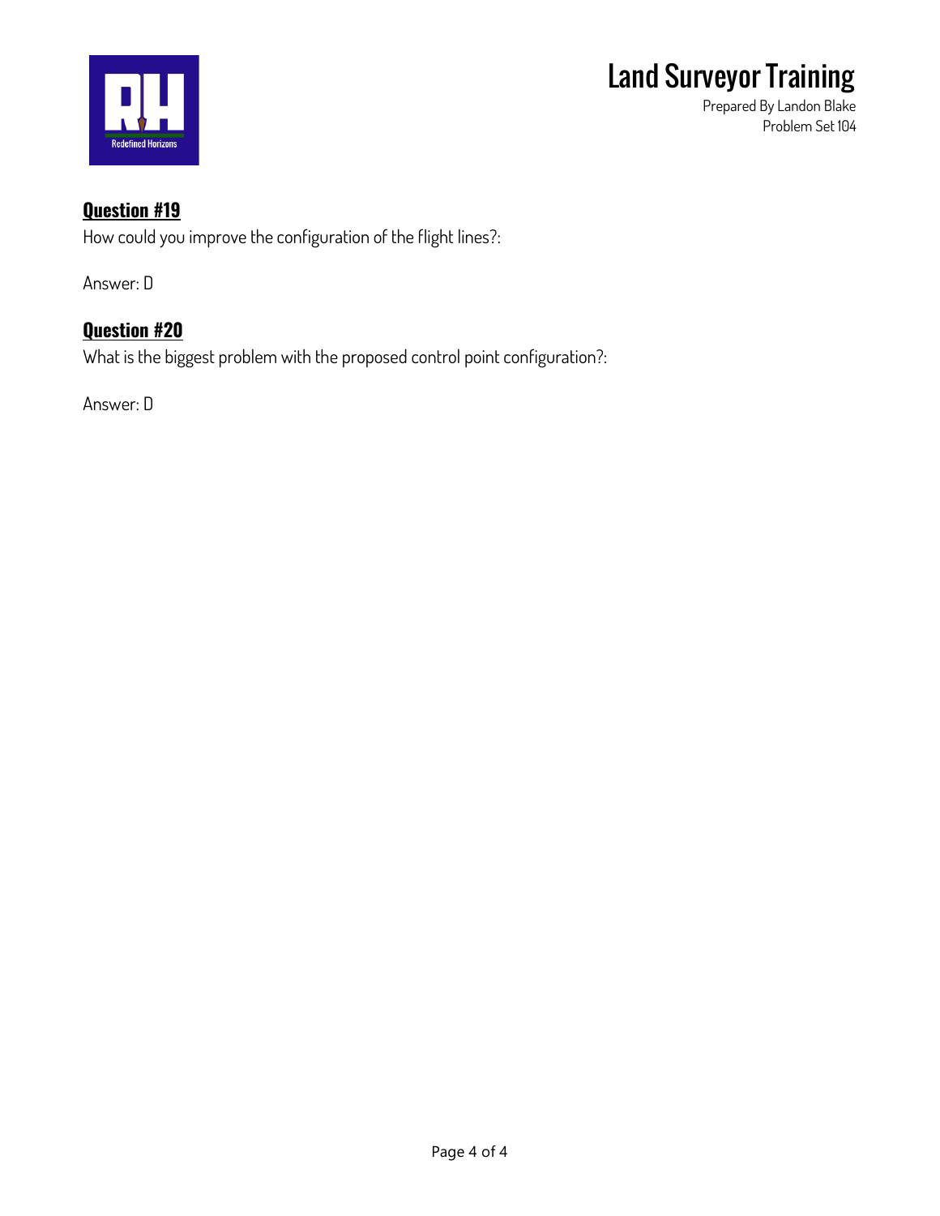## Question #19

How could you improve the configuration of the flight lines?:

Answer: D

## Question #20

What is the biggest problem with the proposed control point configuration?:

Answer: D